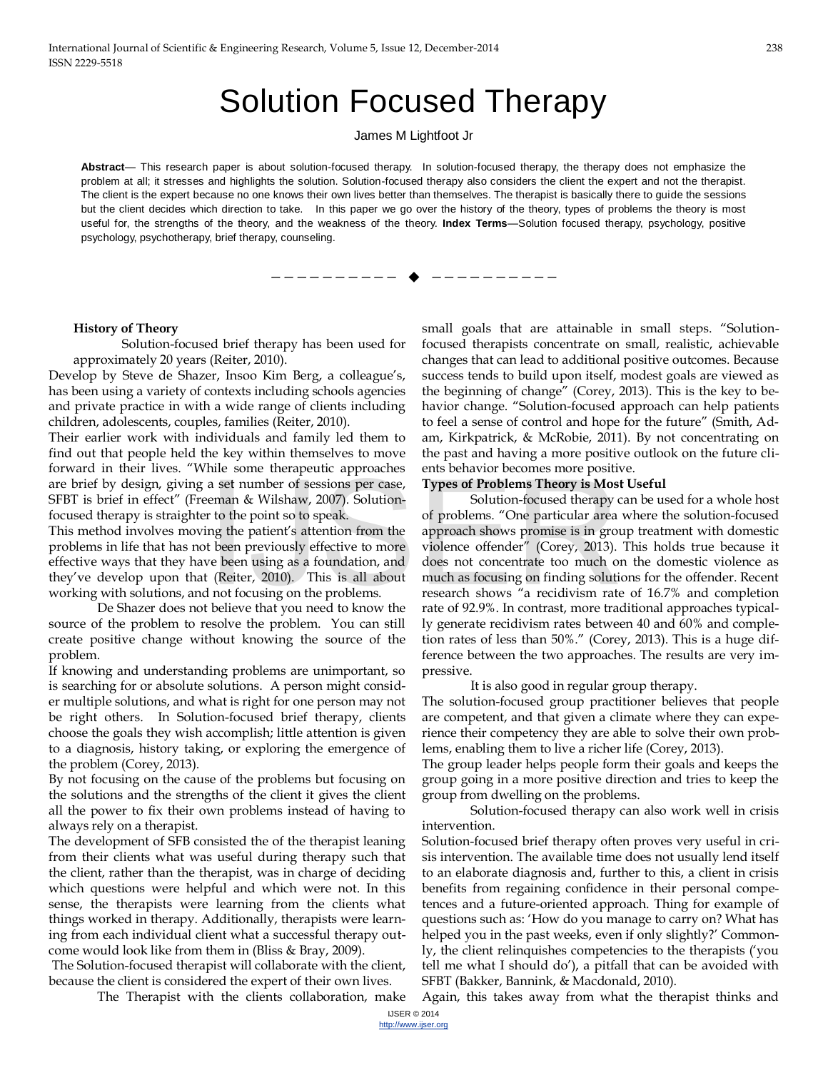# Solution Focused Therapy

James M Lightfoot Jr

**Abstract**— This research paper is about solution-focused therapy. In solution-focused therapy, the therapy does not emphasize the problem at all; it stresses and highlights the solution. Solution-focused therapy also considers the client the expert and not the therapist. The client is the expert because no one knows their own lives better than themselves. The therapist is basically there to guide the sessions but the client decides which direction to take. In this paper we go over the history of the theory, types of problems the theory is most useful for, the strengths of the theory, and the weakness of the theory. **Index Terms**—Solution focused therapy, psychology, positive psychology, psychotherapy, brief therapy, counseling.

---

**History of Theory**

Solution-focused brief therapy has been used for approximately 20 years (Reiter, 2010).

Develop by Steve de Shazer, Insoo Kim Berg, a colleague's, has been using a variety of contexts including schools agencies and private practice in with a wide range of clients including children, adolescents, couples, families (Reiter, 2010).

Their earlier work with individuals and family led them to find out that people held the key within themselves to move forward in their lives. "While some therapeutic approaches are brief by design, giving a set number of sessions per case, SFBT is brief in effect" (Freeman & Wilshaw, 2007). Solution-focused therapy is straighter to the point so to speak.

This method involves moving the patient's attention from the problems in life that has not been previously effective to more effective ways that they have been using as a foundation, and they've develop upon that (Reiter, 2010). This is all about working with solutions, and not focusing on the problems.

De Shazer does not believe that you need to know the source of the problem to resolve the problem. You can still create positive change without knowing the source of the problem.

If knowing and understanding problems are unimportant, so is searching for or absolute solutions. A person might consider multiple solutions, and what is right for one person may not be right others. In Solution-focused brief therapy, clients choose the goals they wish accomplish; little attention is given to a diagnosis, history taking, or exploring the emergence of the problem (Corey, 2013).

By not focusing on the cause of the problems but focusing on the solutions and the strengths of the client it gives the client all the power to fix their own problems instead of having to always rely on a therapist.

The development of SFB consisted the of the therapist leaning from their clients what was useful during therapy such that the client, rather than the therapist, was in charge of deciding which questions were helpful and which were not. In this sense, the therapists were learning from the clients what things worked in therapy. Additionally, therapists were learning from each individual client what a successful therapy outcome would look like from them in (Bliss & Bray, 2009).

The Solution-focused therapist will collaborate with the client, because the client is considered the expert of their own lives.

The Therapist with the clients collaboration, make small goals that are attainable in small steps. "Solution-focused therapists concentrate on small, realistic, achievable changes that can lead to additional positive outcomes. Because success tends to build upon itself, modest goals are viewed as the beginning of change" (Corey, 2013). This is the key to behavior change. "Solution-focused approach can help patients to feel a sense of control and hope for the future" (Smith, Adam, Kirkpatrick, & McRobie, 2011). By not concentrating on the past and having a more positive outlook on the future clients behavior becomes more positive.

**Types of Problems Theory is Most Useful**

Solution-focused therapy can be used for a whole host of problems. "One particular area where the solution-focused approach shows promise is in group treatment with domestic violence offender" (Corey, 2013). This holds true because it does not concentrate too much on the domestic violence as much as focusing on finding solutions for the offender. Recent research shows "a recidivism rate of 16.7% and completion rate of 92.9%. In contrast, more traditional approaches typically generate recidivism rates between 40 and 60% and completion rates of less than 50%." (Corey, 2013). This is a huge difference between the two approaches. The results are very impressive.

It is also good in regular group therapy.

The solution-focused group practitioner believes that people are competent, and that given a climate where they can experience their competency they are able to solve their own problems, enabling them to live a richer life (Corey, 2013).

The group leader helps people form their goals and keeps the group going in a more positive direction and tries to keep the group from dwelling on the problems.

Solution-focused therapy can also work well in crisis intervention.

Solution-focused brief therapy often proves very useful in crisis intervention. The available time does not usually lend itself to an elaborate diagnosis and, further to this, a client in crisis benefits from regaining confidence in their personal competences and a future-oriented approach. Thing for example of questions such as: 'How do you manage to carry on? What has helped you in the past weeks, even if only slightly?' Commonly, the client relinquishes competencies to the therapists ('you tell me what I should do'), a pitfall that can be avoided with SFBT (Bakker, Bannink, & Macdonald, 2010).

Again, this takes away from what the therapist thinks and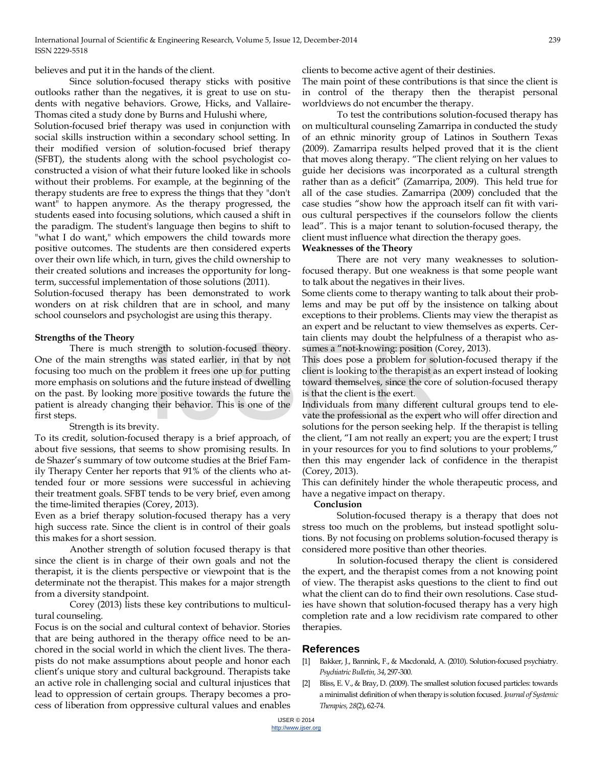believes and put it in the hands of the client.

Since solution-focused therapy sticks with positive outlooks rather than the negatives, it is great to use on students with negative behaviors. Growe, Hicks, and Vallaire-Thomas cited a study done by Burns and Hulushi where,

Solution-focused brief therapy was used in conjunction with social skills instruction within a secondary school setting. In their modified version of solution-focused brief therapy (SFBT), the students along with the school psychologist co-constructed a vision of what their future looked like in schools without their problems. For example, at the beginning of the therapy students are free to express the things that they "don't want" to happen anymore. As the therapy progressed, the students eased into focusing solutions, which caused a shift in the paradigm. The student's language then begins to shift to "what I do want," which empowers the child towards more positive outcomes. The students are then considered experts over their own life which, in turn, gives the child ownership to their created solutions and increases the opportunity for long-term, successful implementation of those solutions (2011).

Solution-focused therapy has been demonstrated to work wonders on at risk children that are in school, and many school counselors and psychologist are using this therapy.

**Strengths of the Theory**

There is much strength to solution-focused theory. One of the main strengths was stated earlier, in that by not focusing too much on the problem it frees one up for putting more emphasis on solutions and the future instead of dwelling on the past. By looking more positive towards the future the patient is already changing their behavior. This is one of the first steps.

Strength is its brevity.

To its credit, solution-focused therapy is a brief approach, of about five sessions, that seems to show promising results. In de Shazer's summary of tow outcome studies at the Brief Family Therapy Center her reports that 91% of the clients who attended four or more sessions were successful in achieving their treatment goals. SFBT tends to be very brief, even among the time-limited therapies (Corey, 2013).

Even as a brief therapy solution-focused therapy has a very high success rate. Since the client is in control of their goals this makes for a short session.

Another strength of solution focused therapy is that since the client is in charge of their own goals and not the therapist, it is the clients perspective or viewpoint that is the determinate not the therapist. This makes for a major strength from a diversity standpoint.

Corey (2013) lists these key contributions to multicultural counseling.

Focus is on the social and cultural context of behavior. Stories that are being authored in the therapy office need to be anchored in the social world in which the client lives. The therapists do not make assumptions about people and honor each client's unique story and cultural background. Therapists take an active role in challenging social and cultural injustices that lead to oppression of certain groups. Therapy becomes a process of liberation from oppressive cultural values and enables clients to become active agent of their destinies.

The main point of these contributions is that since the client is in control of the therapy then the therapist personal worldviews do not encumber the therapy.

To test the contributions solution-focused therapy has on multicultural counseling Zamarripa in conducted the study of an ethnic minority group of Latinos in Southern Texas (2009). Zamarripa results helped proved that it is the client that moves along therapy. "The client relying on her values to guide her decisions was incorporated as a cultural strength rather than as a deficit" (Zamarripa, 2009). This held true for all of the case studies. Zamarripa (2009) concluded that the case studies "show how the approach itself can fit with various cultural perspectives if the counselors follow the clients lead". This is a major tenant to solution-focused therapy, the client must influence what direction the therapy goes.

**Weaknesses of the Theory**

There are not very many weaknesses to solution-focused therapy. But one weakness is that some people want to talk about the negatives in their lives.

Some clients come to therapy wanting to talk about their problems and may be put off by the insistence on talking about exceptions to their problems. Clients may view the therapist as an expert and be reluctant to view themselves as experts. Certain clients may doubt the helpfulness of a therapist who assumes a "not-knowing: position (Corey, 2013).

This does pose a problem for solution-focused therapy if the client is looking to the therapist as an expert instead of looking toward themselves, since the core of solution-focused therapy is that the client is the exert.

Individuals from many different cultural groups tend to elevate the professional as the expert who will offer direction and solutions for the person seeking help. If the therapist is telling the client, "I am not really an expert; you are the expert; I trust in your resources for you to find solutions to your problems," then this may engender lack of confidence in the therapist (Corey, 2013).

This can definitely hinder the whole therapeutic process, and have a negative impact on therapy.

**Conclusion**

Solution-focused therapy is a therapy that does not stress too much on the problems, but instead spotlight solutions. By not focusing on problems solution-focused therapy is considered more positive than other theories.

In solution-focused therapy the client is considered the expert, and the therapist comes from a not knowing point of view. The therapist asks questions to the client to find out what the client can do to find their own resolutions. Case studies have shown that solution-focused therapy has a very high completion rate and a low recidivism rate compared to other therapies.

## References

[1] Bakker, J., Bannink, F., & Macdonald, A. (2010). Solution-focused psychiatry. *Psychiatric Bulletin, 34*, 297-300.

[2] Bliss, E. V., & Bray, D. (2009). The smallest solution focused particles: towards a minimalist definition of when therapy is solution focused. *Journal of Systemic Therapies, 28*(2), 62-74.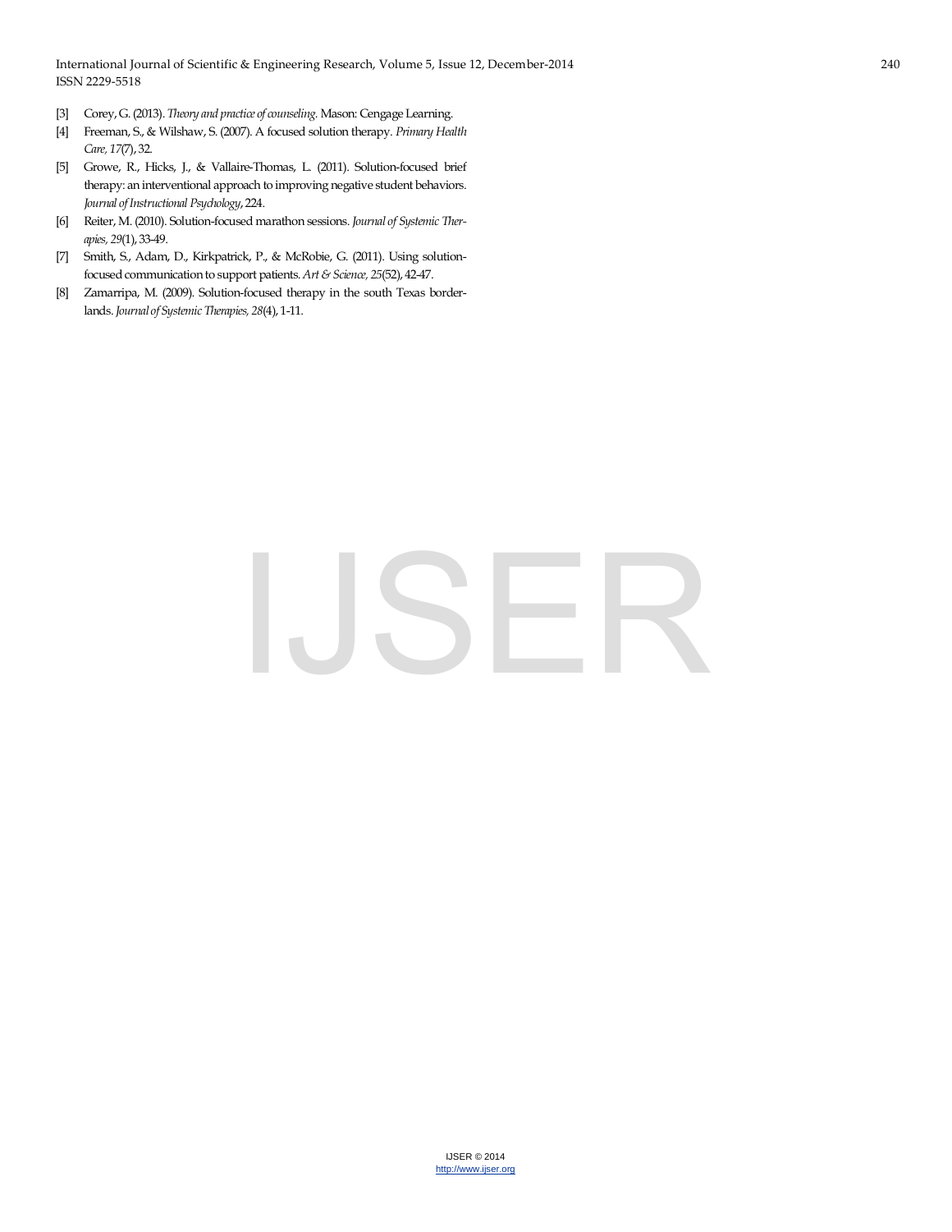[3] Corey, G. (2013). *Theory and practice of counseling.* Mason: Cengage Learning.

[4] Freeman, S., & Wilshaw, S. (2007). A focused solution therapy. *Primary Health Care, 17*(7), 32.

[5] Growe, R., Hicks, J., & Vallaire-Thomas, L. (2011). Solution-focused brief therapy: an interventional approach to improving negative student behaviors. *Journal of Instructional Psychology*, 224.

[6] Reiter, M. (2010). Solution-focused marathon sessions. *Journal of Systemic Therapies, 29*(1), 33-49.

[7] Smith, S., Adam, D., Kirkpatrick, P., & McRobie, G. (2011). Using solution-focused communication to support patients. *Art & Science, 25*(52), 42-47.

[8] Zamarripa, M. (2009). Solution-focused therapy in the south Texas borderlands. *Journal of Systemic Therapies, 28*(4), 1-11.